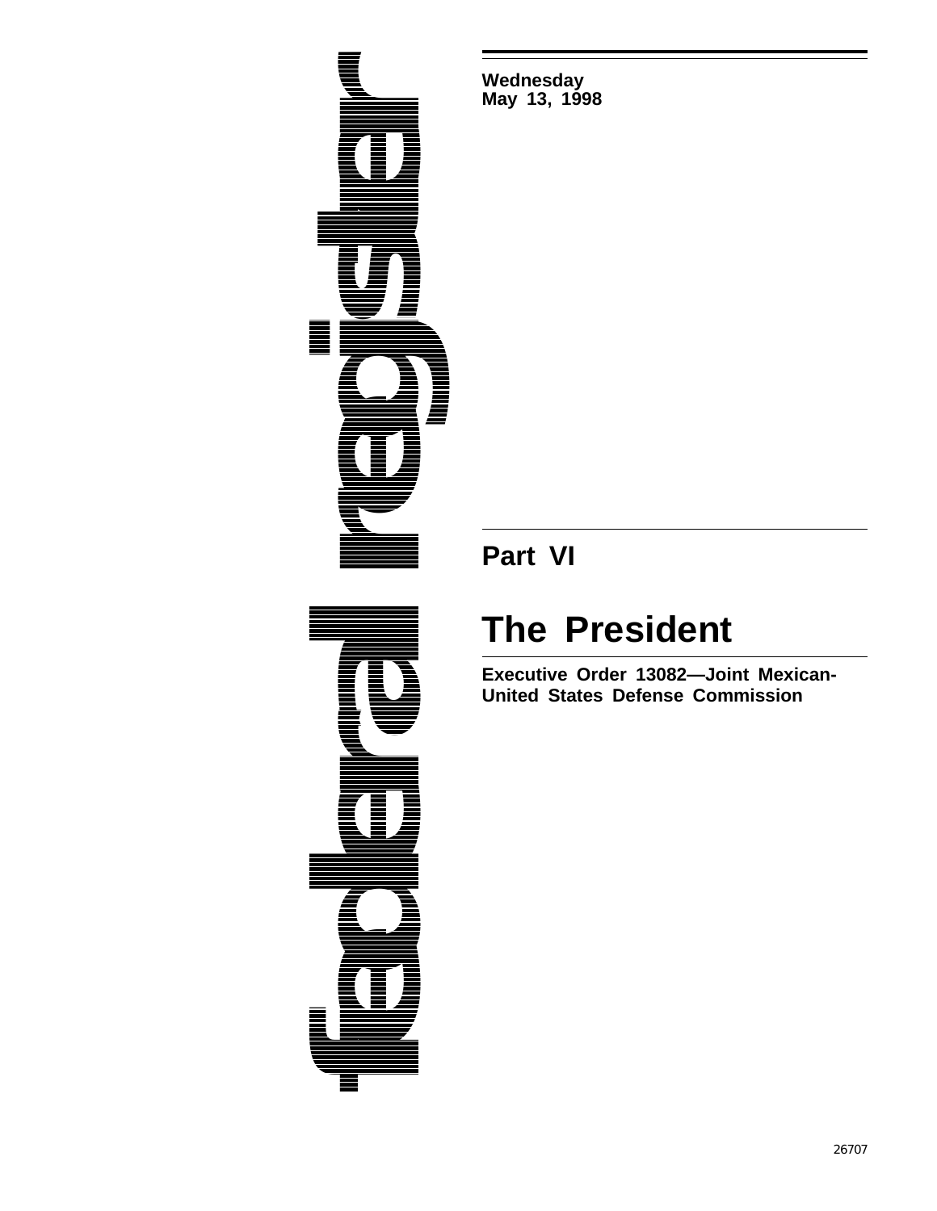federal register

**Wednesday**
**May 13, 1998**

## Part VI

# The President

**Executive Order 13082—Joint Mexican-United States Defense Commission**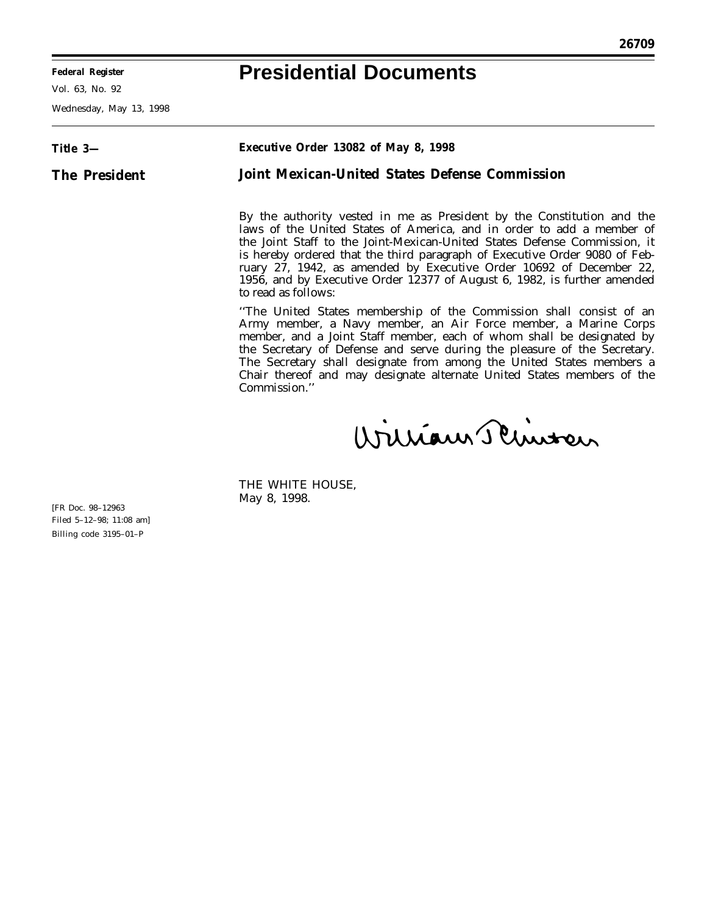Presidential Documents

Title 3—

The President

**Executive Order 13082 of May 8, 1998**

# Joint Mexican-United States Defense Commission

By the authority vested in me as President by the Constitution and the laws of the United States of America, and in order to add a member of the Joint Staff to the Joint-Mexican-United States Defense Commission, it is hereby ordered that the third paragraph of Executive Order 9080 of February 27, 1942, as amended by Executive Order 10692 of December 22, 1956, and by Executive Order 12377 of August 6, 1982, is further amended to read as follows:

''The United States membership of the Commission shall consist of an Army member, a Navy member, an Air Force member, a Marine Corps member, and a Joint Staff member, each of whom shall be designated by the Secretary of Defense and serve during the pleasure of the Secretary. The Secretary shall designate from among the United States members a Chair thereof and may designate alternate United States members of the Commission.''

William J. Clinton

THE WHITE HOUSE,
May 8, 1998.

[FR Doc. 98–12963
Filed 5–12–98; 11:08 am]
Billing code 3195–01–P